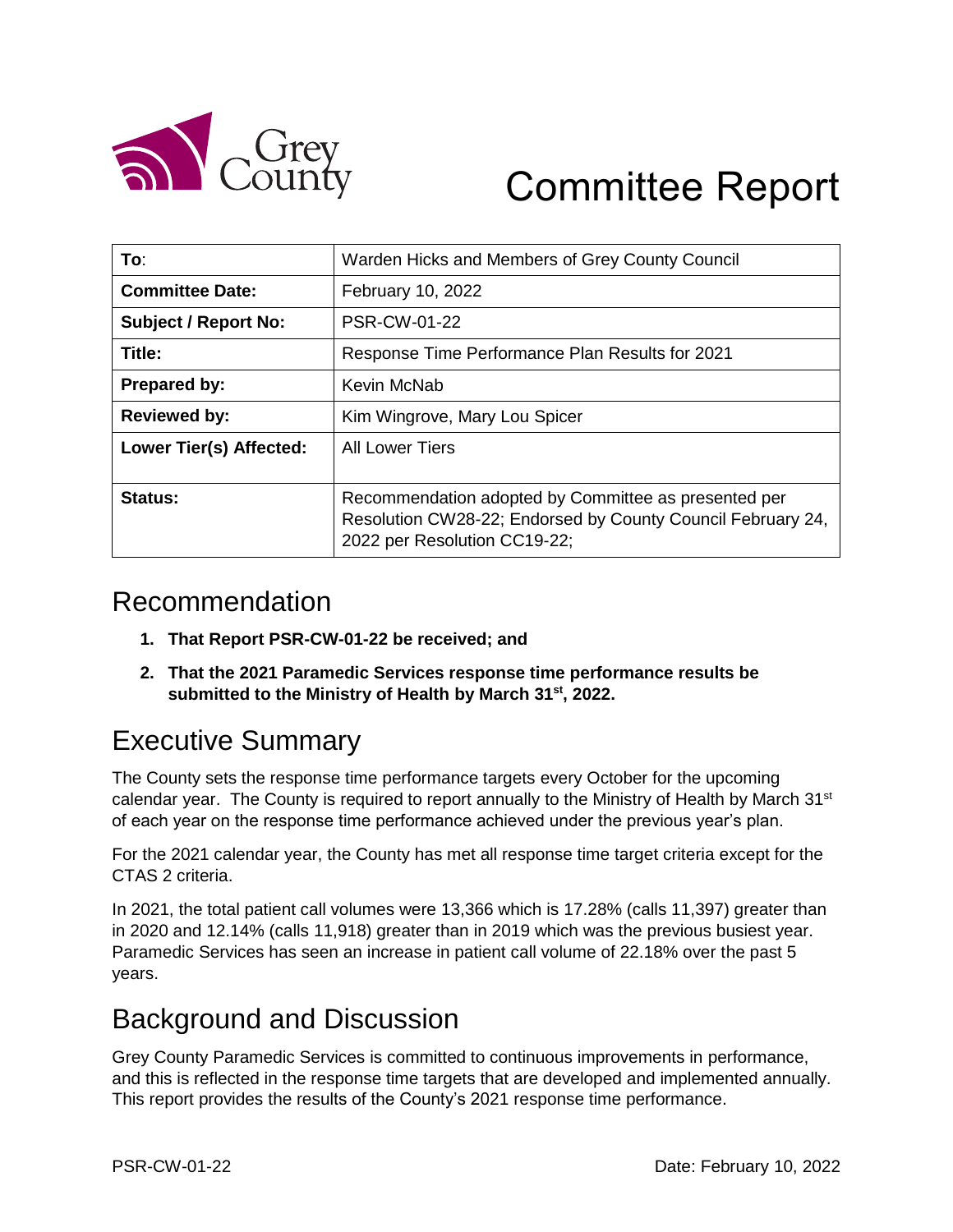# Committee Report

| To: | Warden Hicks and Members of Grey County Council |
|---|---|
| **Committee Date:** | February 10, 2022 |
| **Subject / Report No:** | PSR-CW-01-22 |
| **Title:** | Response Time Performance Plan Results for 2021 |
| **Prepared by:** | Kevin McNab |
| **Reviewed by:** | Kim Wingrove, Mary Lou Spicer |
| **Lower Tier(s) Affected:** | All Lower Tiers |
| **Status:** | Recommendation adopted by Committee as presented per Resolution CW28-22; Endorsed by County Council February 24, 2022 per Resolution CC19-22; |

## Recommendation

1. **That Report PSR-CW-01-22 be received; and**
2. **That the 2021 Paramedic Services response time performance results be submitted to the Ministry of Health by March 31st, 2022.**

## Executive Summary

The County sets the response time performance targets every October for the upcoming calendar year. The County is required to report annually to the Ministry of Health by March 31st of each year on the response time performance achieved under the previous year's plan.

For the 2021 calendar year, the County has met all response time target criteria except for the CTAS 2 criteria.

In 2021, the total patient call volumes were 13,366 which is 17.28% (calls 11,397) greater than in 2020 and 12.14% (calls 11,918) greater than in 2019 which was the previous busiest year. Paramedic Services has seen an increase in patient call volume of 22.18% over the past 5 years.

## Background and Discussion

Grey County Paramedic Services is committed to continuous improvements in performance, and this is reflected in the response time targets that are developed and implemented annually. This report provides the results of the County's 2021 response time performance.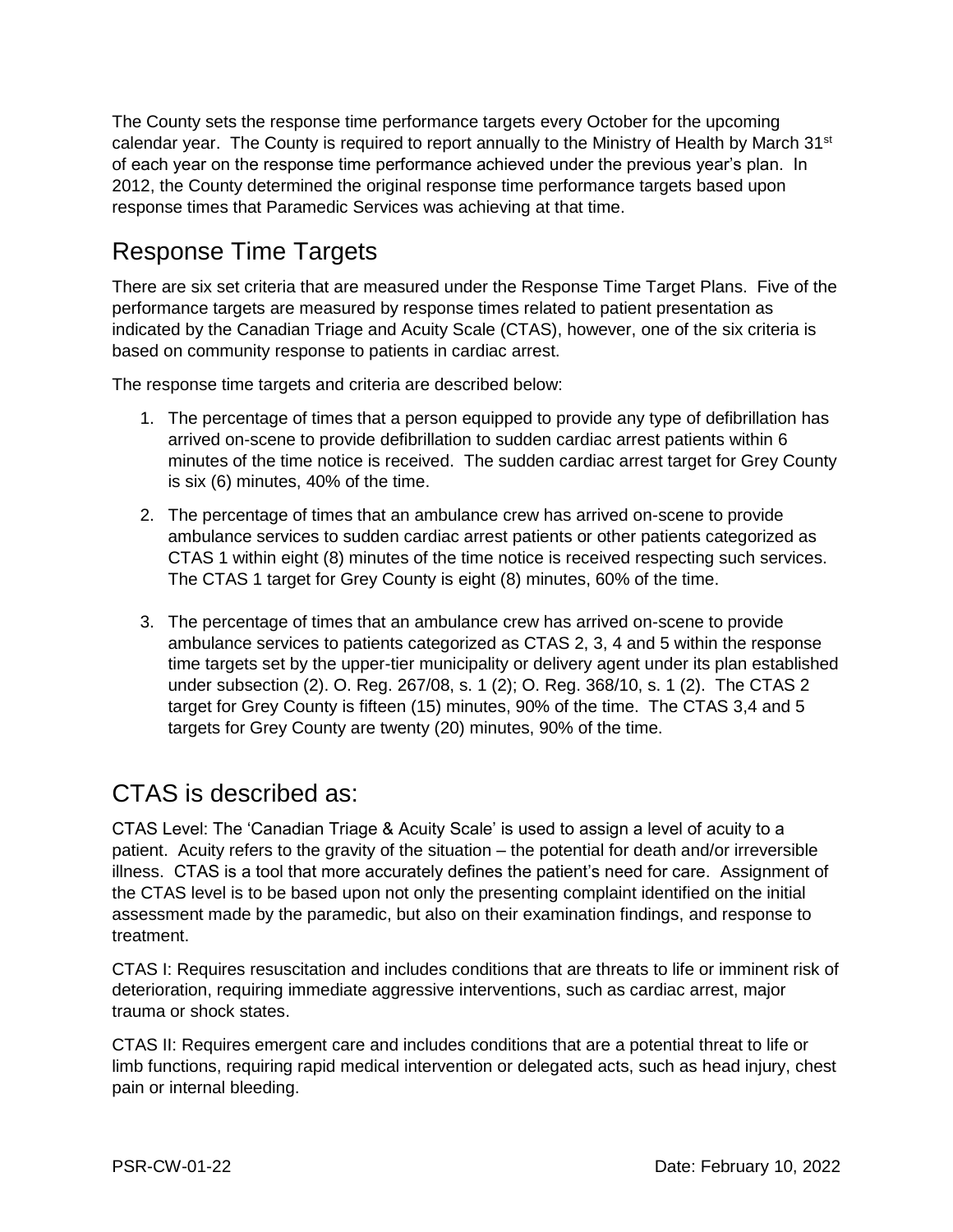The County sets the response time performance targets every October for the upcoming calendar year. The County is required to report annually to the Ministry of Health by March 31st of each year on the response time performance achieved under the previous year's plan. In 2012, the County determined the original response time performance targets based upon response times that Paramedic Services was achieving at that time.

## Response Time Targets

There are six set criteria that are measured under the Response Time Target Plans. Five of the performance targets are measured by response times related to patient presentation as indicated by the Canadian Triage and Acuity Scale (CTAS), however, one of the six criteria is based on community response to patients in cardiac arrest.

The response time targets and criteria are described below:

1. The percentage of times that a person equipped to provide any type of defibrillation has arrived on-scene to provide defibrillation to sudden cardiac arrest patients within 6 minutes of the time notice is received. The sudden cardiac arrest target for Grey County is six (6) minutes, 40% of the time.
2. The percentage of times that an ambulance crew has arrived on-scene to provide ambulance services to sudden cardiac arrest patients or other patients categorized as CTAS 1 within eight (8) minutes of the time notice is received respecting such services. The CTAS 1 target for Grey County is eight (8) minutes, 60% of the time.
3. The percentage of times that an ambulance crew has arrived on-scene to provide ambulance services to patients categorized as CTAS 2, 3, 4 and 5 within the response time targets set by the upper-tier municipality or delivery agent under its plan established under subsection (2). O. Reg. 267/08, s. 1 (2); O. Reg. 368/10, s. 1 (2). The CTAS 2 target for Grey County is fifteen (15) minutes, 90% of the time. The CTAS 3,4 and 5 targets for Grey County are twenty (20) minutes, 90% of the time.

## CTAS is described as:

CTAS Level: The 'Canadian Triage & Acuity Scale' is used to assign a level of acuity to a patient. Acuity refers to the gravity of the situation – the potential for death and/or irreversible illness. CTAS is a tool that more accurately defines the patient's need for care. Assignment of the CTAS level is to be based upon not only the presenting complaint identified on the initial assessment made by the paramedic, but also on their examination findings, and response to treatment.

CTAS I: Requires resuscitation and includes conditions that are threats to life or imminent risk of deterioration, requiring immediate aggressive interventions, such as cardiac arrest, major trauma or shock states.

CTAS II: Requires emergent care and includes conditions that are a potential threat to life or limb functions, requiring rapid medical intervention or delegated acts, such as head injury, chest pain or internal bleeding.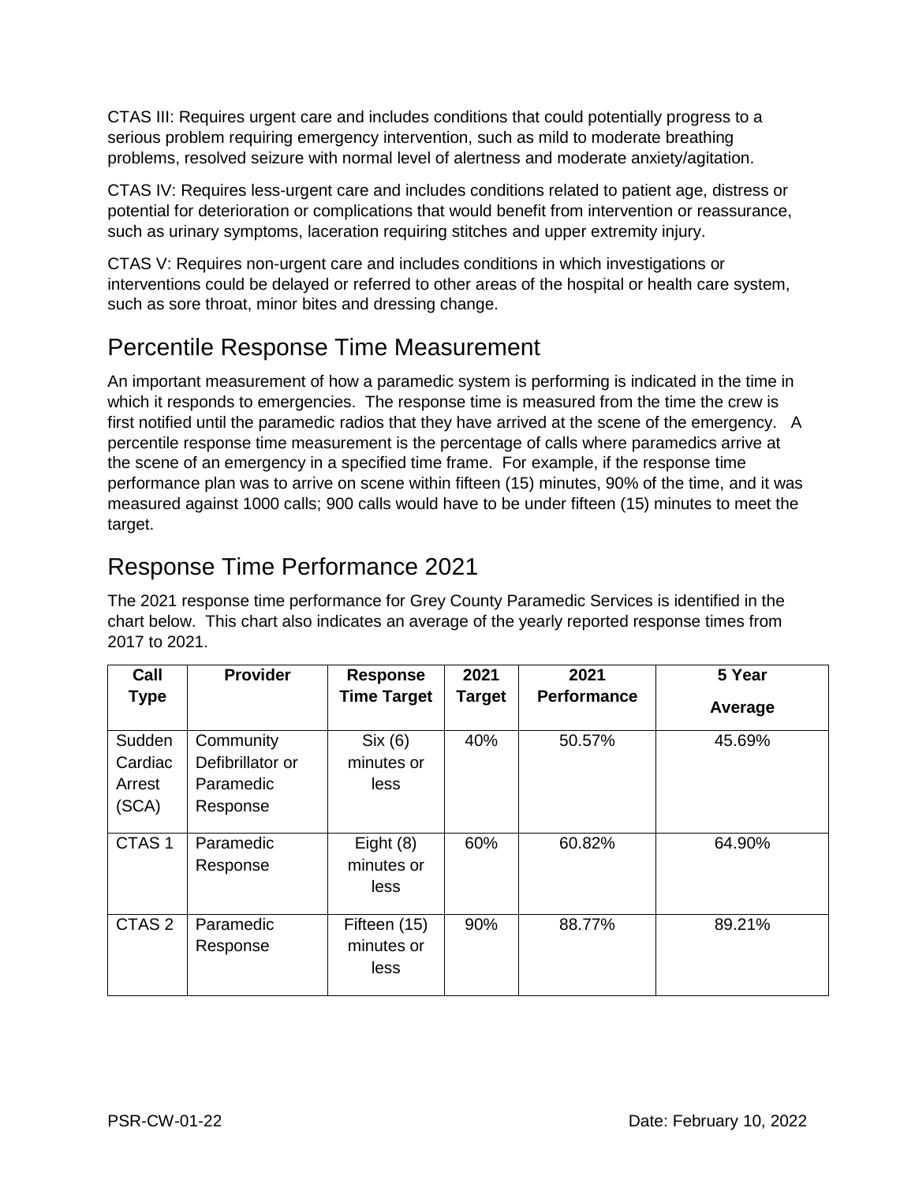CTAS III: Requires urgent care and includes conditions that could potentially progress to a serious problem requiring emergency intervention, such as mild to moderate breathing problems, resolved seizure with normal level of alertness and moderate anxiety/agitation.

CTAS IV: Requires less-urgent care and includes conditions related to patient age, distress or potential for deterioration or complications that would benefit from intervention or reassurance, such as urinary symptoms, laceration requiring stitches and upper extremity injury.

CTAS V: Requires non-urgent care and includes conditions in which investigations or interventions could be delayed or referred to other areas of the hospital or health care system, such as sore throat, minor bites and dressing change.

## Percentile Response Time Measurement

An important measurement of how a paramedic system is performing is indicated in the time in which it responds to emergencies. The response time is measured from the time the crew is first notified until the paramedic radios that they have arrived at the scene of the emergency. A percentile response time measurement is the percentage of calls where paramedics arrive at the scene of an emergency in a specified time frame. For example, if the response time performance plan was to arrive on scene within fifteen (15) minutes, 90% of the time, and it was measured against 1000 calls; 900 calls would have to be under fifteen (15) minutes to meet the target.

## Response Time Performance 2021

The 2021 response time performance for Grey County Paramedic Services is identified in the chart below. This chart also indicates an average of the yearly reported response times from 2017 to 2021.

| Call Type | Provider | Response Time Target | 2021 Target | 2021 Performance | 5 Year Average |
|---|---|---|---|---|---|
| Sudden Cardiac Arrest (SCA) | Community Defibrillator or Paramedic Response | Six (6) minutes or less | 40% | 50.57% | 45.69% |
| CTAS 1 | Paramedic Response | Eight (8) minutes or less | 60% | 60.82% | 64.90% |
| CTAS 2 | Paramedic Response | Fifteen (15) minutes or less | 90% | 88.77% | 89.21% |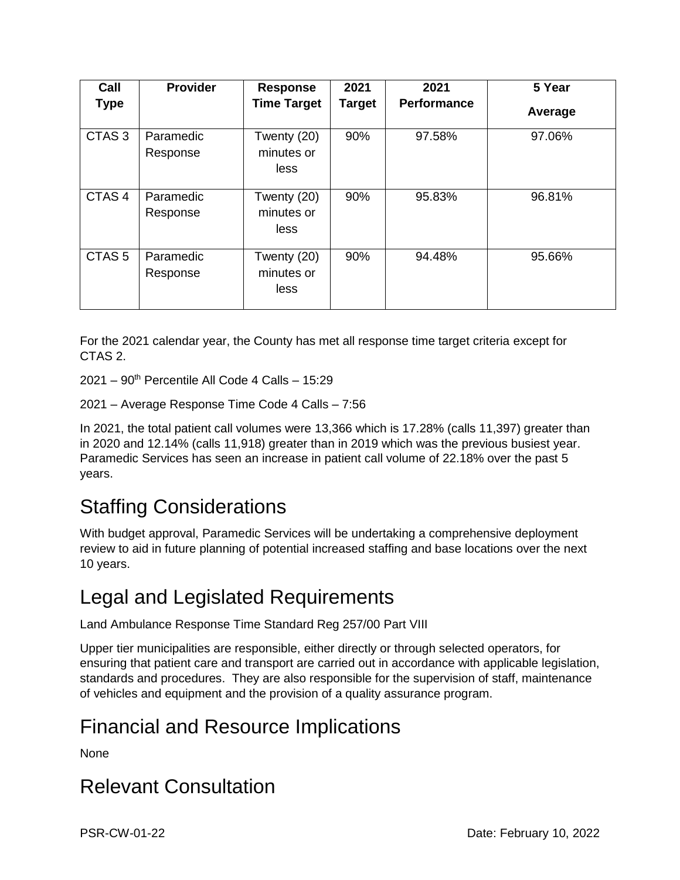| Call Type | Provider | Response Time Target | 2021 Target | 2021 Performance | 5 Year Average |
|---|---|---|---|---|---|
| CTAS 3 | Paramedic Response | Twenty (20) minutes or less | 90% | 97.58% | 97.06% |
| CTAS 4 | Paramedic Response | Twenty (20) minutes or less | 90% | 95.83% | 96.81% |
| CTAS 5 | Paramedic Response | Twenty (20) minutes or less | 90% | 94.48% | 95.66% |

For the 2021 calendar year, the County has met all response time target criteria except for CTAS 2.

2021 – 90th Percentile All Code 4 Calls – 15:29

2021 – Average Response Time Code 4 Calls – 7:56

In 2021, the total patient call volumes were 13,366 which is 17.28% (calls 11,397) greater than in 2020 and 12.14% (calls 11,918) greater than in 2019 which was the previous busiest year. Paramedic Services has seen an increase in patient call volume of 22.18% over the past 5 years.

## Staffing Considerations

With budget approval, Paramedic Services will be undertaking a comprehensive deployment review to aid in future planning of potential increased staffing and base locations over the next 10 years.

## Legal and Legislated Requirements

Land Ambulance Response Time Standard Reg 257/00 Part VIII

Upper tier municipalities are responsible, either directly or through selected operators, for ensuring that patient care and transport are carried out in accordance with applicable legislation, standards and procedures. They are also responsible for the supervision of staff, maintenance of vehicles and equipment and the provision of a quality assurance program.

## Financial and Resource Implications

None

## Relevant Consultation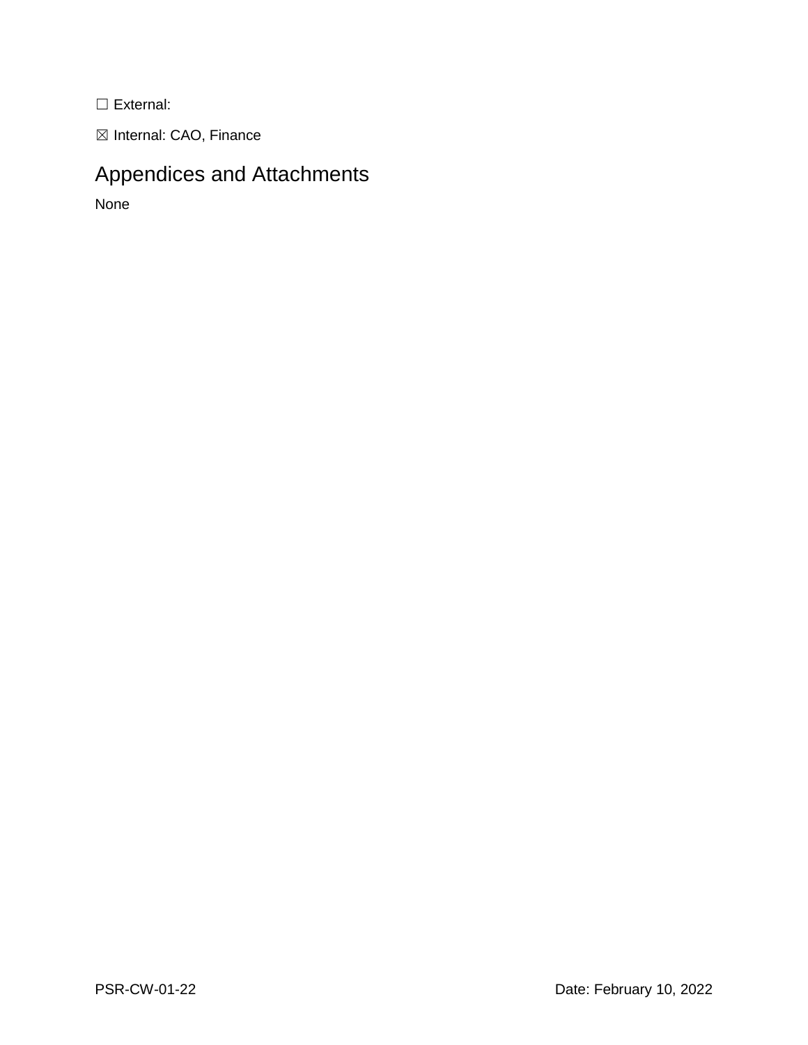☐ External:

☒ Internal: CAO, Finance

## Appendices and Attachments

None